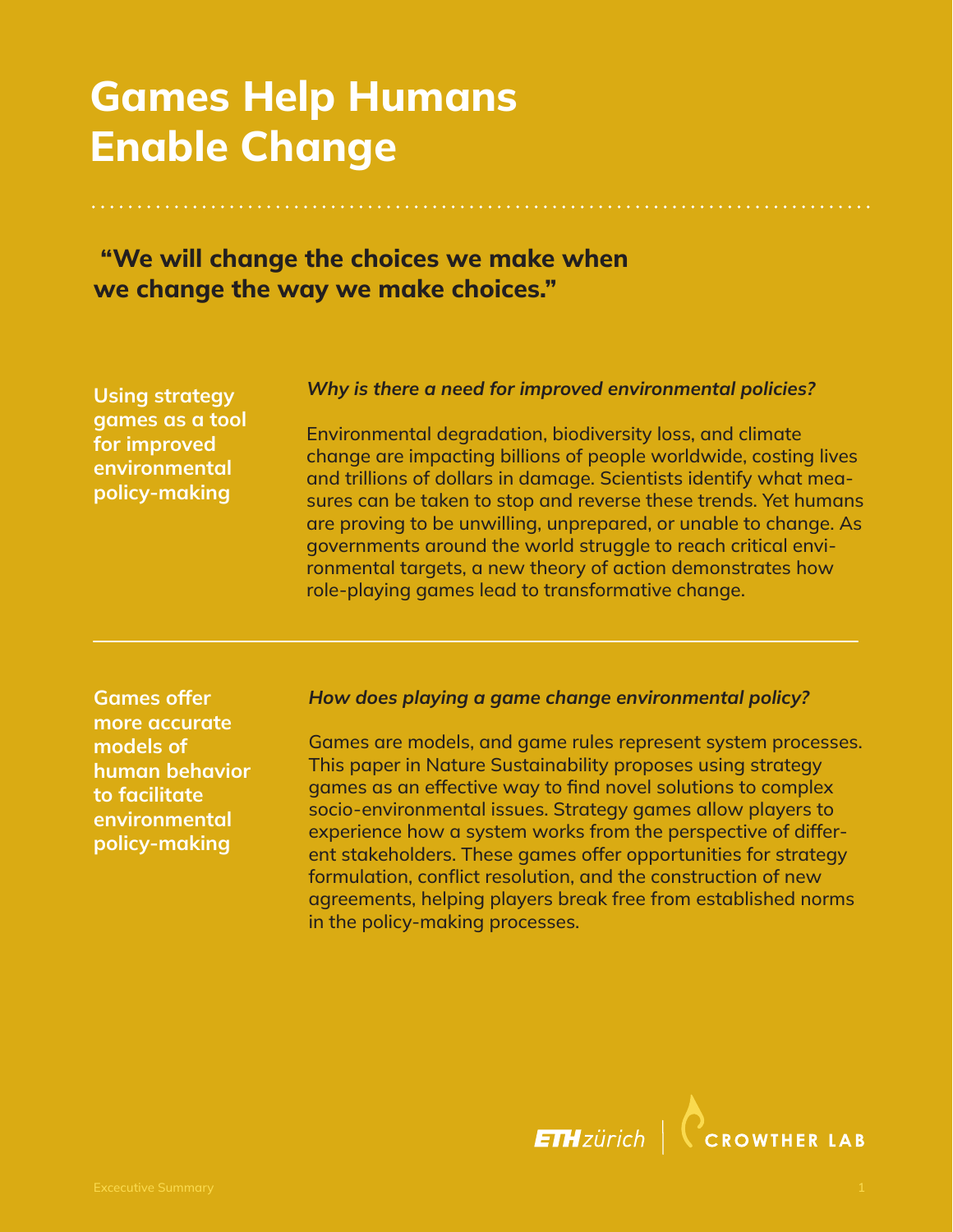# Games Help Humans Enable Change

**"We will change the choices we make when we change the way we make choices."**

**Using strategy games as a tool for improved environmental policy-making**

***Why is there a need for improved environmental policies?***

Environmental degradation, biodiversity loss, and climate change are impacting billions of people worldwide, costing lives and trillions of dollars in damage. Scientists identify what measures can be taken to stop and reverse these trends. Yet humans are proving to be unwilling, unprepared, or unable to change. As governments around the world struggle to reach critical environmental targets, a new theory of action demonstrates how role-playing games lead to transformative change.

---

**Games offer more accurate models of human behavior to facilitate environmental policy-making**

***How does playing a game change environmental policy?***

Games are models, and game rules represent system processes. This paper in Nature Sustainability proposes using strategy games as an effective way to find novel solutions to complex socio-environmental issues. Strategy games allow players to experience how a system works from the perspective of different stakeholders. These games offer opportunities for strategy formulation, conflict resolution, and the construction of new agreements, helping players break free from established norms in the policy-making processes.

ETH zürich | CROWTHER LAB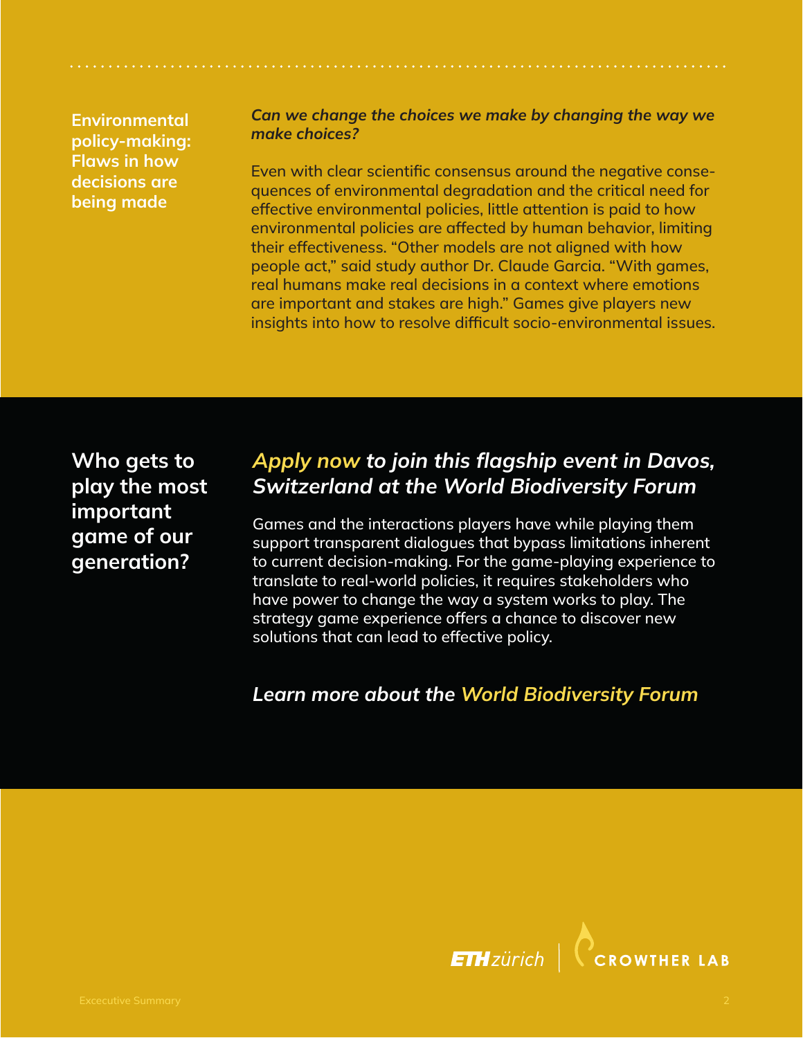## Environmental policy-making: Flaws in how decisions are being made

***Can we change the choices we make by changing the way we make choices?***

Even with clear scientific consensus around the negative consequences of environmental degradation and the critical need for effective environmental policies, little attention is paid to how environmental policies are affected by human behavior, limiting their effectiveness. "Other models are not aligned with how people act," said study author Dr. Claude Garcia. "With games, real humans make real decisions in a context where emotions are important and stakes are high." Games give players new insights into how to resolve difficult socio-environmental issues.

## Who gets to play the most important game of our generation?

### *Apply now to join this flagship event in Davos, Switzerland at the World Biodiversity Forum*

Games and the interactions players have while playing them support transparent dialogues that bypass limitations inherent to current decision-making. For the game-playing experience to translate to real-world policies, it requires stakeholders who have power to change the way a system works to play. The strategy game experience offers a chance to discover new solutions that can lead to effective policy.

***Learn more about the World Biodiversity Forum***

ETH zürich | CROWTHER LAB